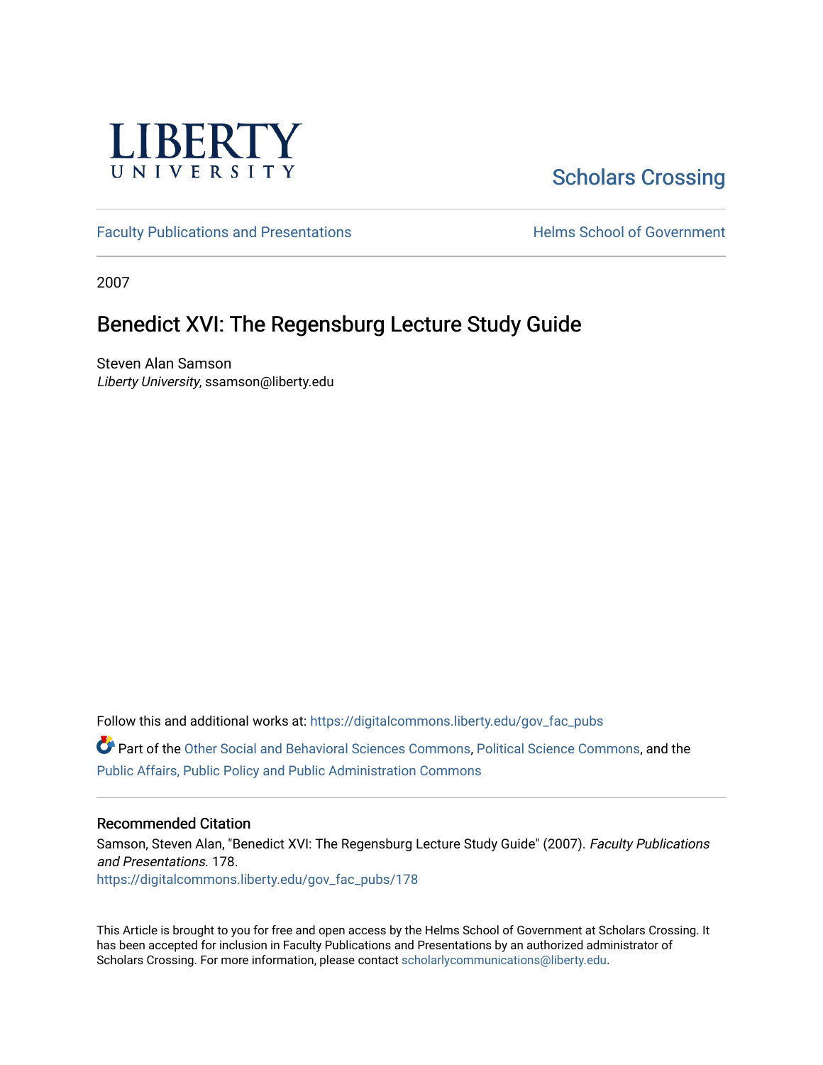LIBERTY UNIVERSITY

Scholars Crossing

Faculty Publications and Presentations

Helms School of Government

2007

# Benedict XVI: The Regensburg Lecture Study Guide

Steven Alan Samson
*Liberty University*, ssamson@liberty.edu

Follow this and additional works at: https://digitalcommons.liberty.edu/gov_fac_pubs

Part of the Other Social and Behavioral Sciences Commons, Political Science Commons, and the Public Affairs, Public Policy and Public Administration Commons

## Recommended Citation

Samson, Steven Alan, "Benedict XVI: The Regensburg Lecture Study Guide" (2007). *Faculty Publications and Presentations*. 178.
https://digitalcommons.liberty.edu/gov_fac_pubs/178

This Article is brought to you for free and open access by the Helms School of Government at Scholars Crossing. It has been accepted for inclusion in Faculty Publications and Presentations by an authorized administrator of Scholars Crossing. For more information, please contact scholarlycommunications@liberty.edu.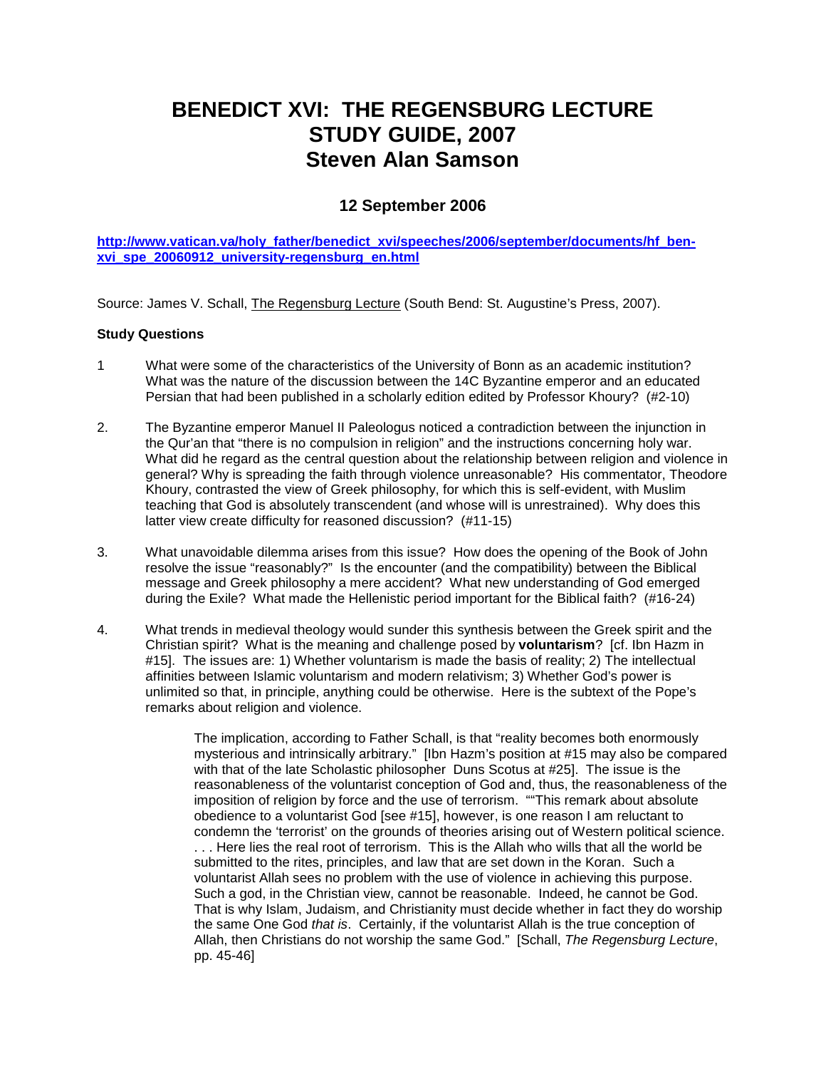# BENEDICT XVI: THE REGENSBURG LECTURE STUDY GUIDE, 2007 Steven Alan Samson

## 12 September 2006

[http://www.vatican.va/holy_father/benedict_xvi/speeches/2006/september/documents/hf_ben-xvi_spe_20060912_university-regensburg_en.html](http://www.vatican.va/holy_father/benedict_xvi/speeches/2006/september/documents/hf_ben-xvi_spe_20060912_university-regensburg_en.html)

Source: James V. Schall, The Regensburg Lecture (South Bend: St. Augustine's Press, 2007).

**Study Questions**

1 What were some of the characteristics of the University of Bonn as an academic institution? What was the nature of the discussion between the 14C Byzantine emperor and an educated Persian that had been published in a scholarly edition edited by Professor Khoury? (#2-10)

2. The Byzantine emperor Manuel II Paleologus noticed a contradiction between the injunction in the Qur'an that "there is no compulsion in religion" and the instructions concerning holy war. What did he regard as the central question about the relationship between religion and violence in general? Why is spreading the faith through violence unreasonable? His commentator, Theodore Khoury, contrasted the view of Greek philosophy, for which this is self-evident, with Muslim teaching that God is absolutely transcendent (and whose will is unrestrained). Why does this latter view create difficulty for reasoned discussion? (#11-15)

3. What unavoidable dilemma arises from this issue? How does the opening of the Book of John resolve the issue "reasonably?" Is the encounter (and the compatibility) between the Biblical message and Greek philosophy a mere accident? What new understanding of God emerged during the Exile? What made the Hellenistic period important for the Biblical faith? (#16-24)

4. What trends in medieval theology would sunder this synthesis between the Greek spirit and the Christian spirit? What is the meaning and challenge posed by **voluntarism**? [cf. Ibn Hazm in #15]. The issues are: 1) Whether voluntarism is made the basis of reality; 2) The intellectual affinities between Islamic voluntarism and modern relativism; 3) Whether God's power is unlimited so that, in principle, anything could be otherwise. Here is the subtext of the Pope's remarks about religion and violence.

> The implication, according to Father Schall, is that "reality becomes both enormously mysterious and intrinsically arbitrary." [Ibn Hazm's position at #15 may also be compared with that of the late Scholastic philosopher Duns Scotus at #25]. The issue is the reasonableness of the voluntarist conception of God and, thus, the reasonableness of the imposition of religion by force and the use of terrorism. ""This remark about absolute obedience to a voluntarist God [see #15], however, is one reason I am reluctant to condemn the 'terrorist' on the grounds of theories arising out of Western political science. . . . Here lies the real root of terrorism. This is the Allah who wills that all the world be submitted to the rites, principles, and law that are set down in the Koran. Such a voluntarist Allah sees no problem with the use of violence in achieving this purpose. Such a god, in the Christian view, cannot be reasonable. Indeed, he cannot be God. That is why Islam, Judaism, and Christianity must decide whether in fact they do worship the same One God *that is*. Certainly, if the voluntarist Allah is the true conception of Allah, then Christians do not worship the same God." [Schall, *The Regensburg Lecture*, pp. 45-46]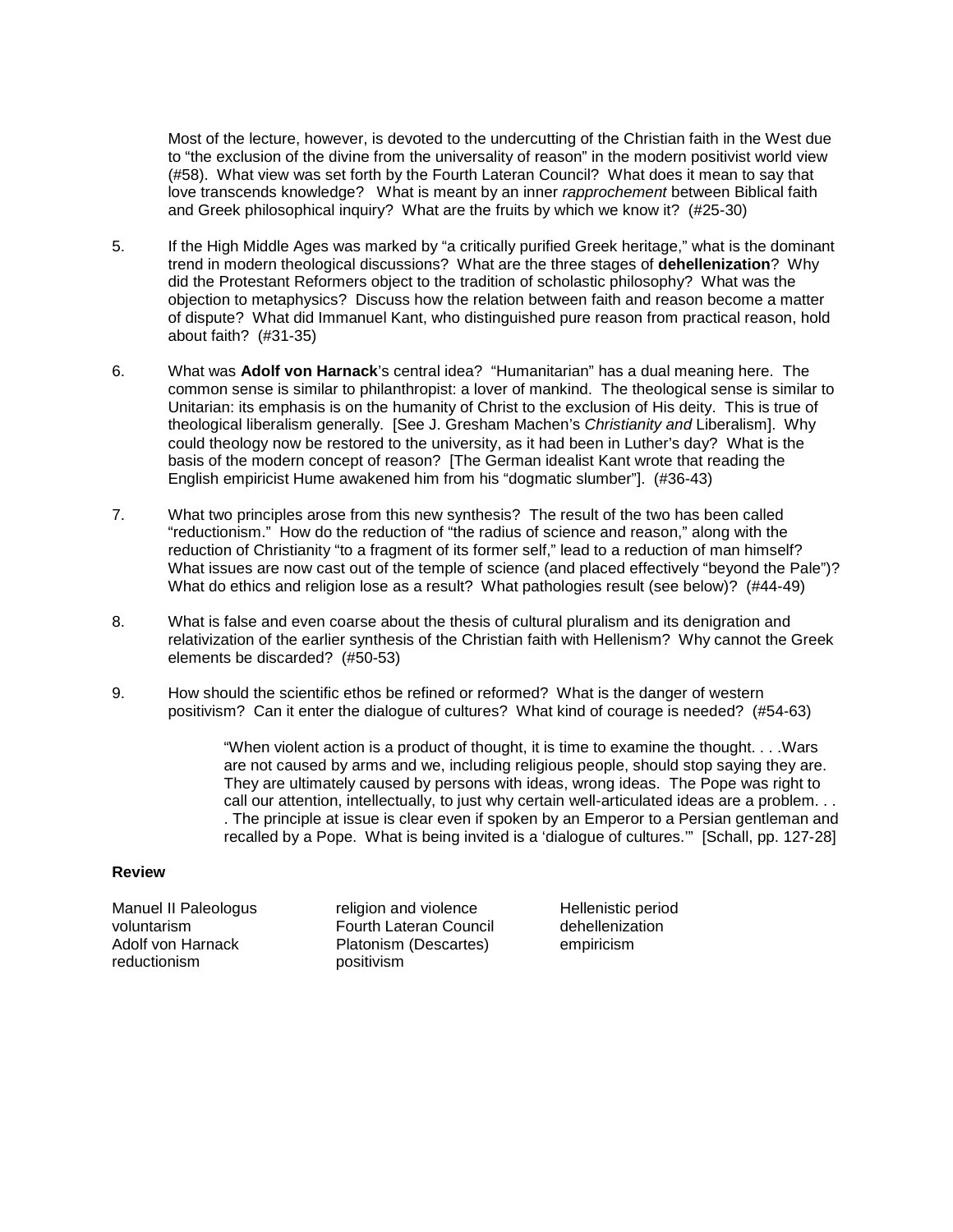Most of the lecture, however, is devoted to the undercutting of the Christian faith in the West due to "the exclusion of the divine from the universality of reason" in the modern positivist world view (#58). What view was set forth by the Fourth Lateran Council? What does it mean to say that love transcends knowledge? What is meant by an inner *rapprochement* between Biblical faith and Greek philosophical inquiry? What are the fruits by which we know it? (#25-30)

5. If the High Middle Ages was marked by "a critically purified Greek heritage," what is the dominant trend in modern theological discussions? What are the three stages of **dehellenization**? Why did the Protestant Reformers object to the tradition of scholastic philosophy? What was the objection to metaphysics? Discuss how the relation between faith and reason become a matter of dispute? What did Immanuel Kant, who distinguished pure reason from practical reason, hold about faith? (#31-35)

6. What was **Adolf von Harnack**'s central idea? "Humanitarian" has a dual meaning here. The common sense is similar to philanthropist: a lover of mankind. The theological sense is similar to Unitarian: its emphasis is on the humanity of Christ to the exclusion of His deity. This is true of theological liberalism generally. [See J. Gresham Machen's *Christianity and* Liberalism]. Why could theology now be restored to the university, as it had been in Luther's day? What is the basis of the modern concept of reason? [The German idealist Kant wrote that reading the English empiricist Hume awakened him from his "dogmatic slumber"]. (#36-43)

7. What two principles arose from this new synthesis? The result of the two has been called "reductionism." How do the reduction of "the radius of science and reason," along with the reduction of Christianity "to a fragment of its former self," lead to a reduction of man himself? What issues are now cast out of the temple of science (and placed effectively "beyond the Pale")? What do ethics and religion lose as a result? What pathologies result (see below)? (#44-49)

8. What is false and even coarse about the thesis of cultural pluralism and its denigration and relativization of the earlier synthesis of the Christian faith with Hellenism? Why cannot the Greek elements be discarded? (#50-53)

9. How should the scientific ethos be refined or reformed? What is the danger of western positivism? Can it enter the dialogue of cultures? What kind of courage is needed? (#54-63)

> "When violent action is a product of thought, it is time to examine the thought. . . .Wars are not caused by arms and we, including religious people, should stop saying they are. They are ultimately caused by persons with ideas, wrong ideas. The Pope was right to call our attention, intellectually, to just why certain well-articulated ideas are a problem. . . . The principle at issue is clear even if spoken by an Emperor to a Persian gentleman and recalled by a Pope. What is being invited is a 'dialogue of cultures.'" [Schall, pp. 127-28]

**Review**

| | | |
|---|---|---|
| Manuel II Paleologus | religion and violence | Hellenistic period |
| voluntarism | Fourth Lateran Council | dehellenization |
| Adolf von Harnack | Platonism (Descartes) | empiricism |
| reductionism | positivism | |